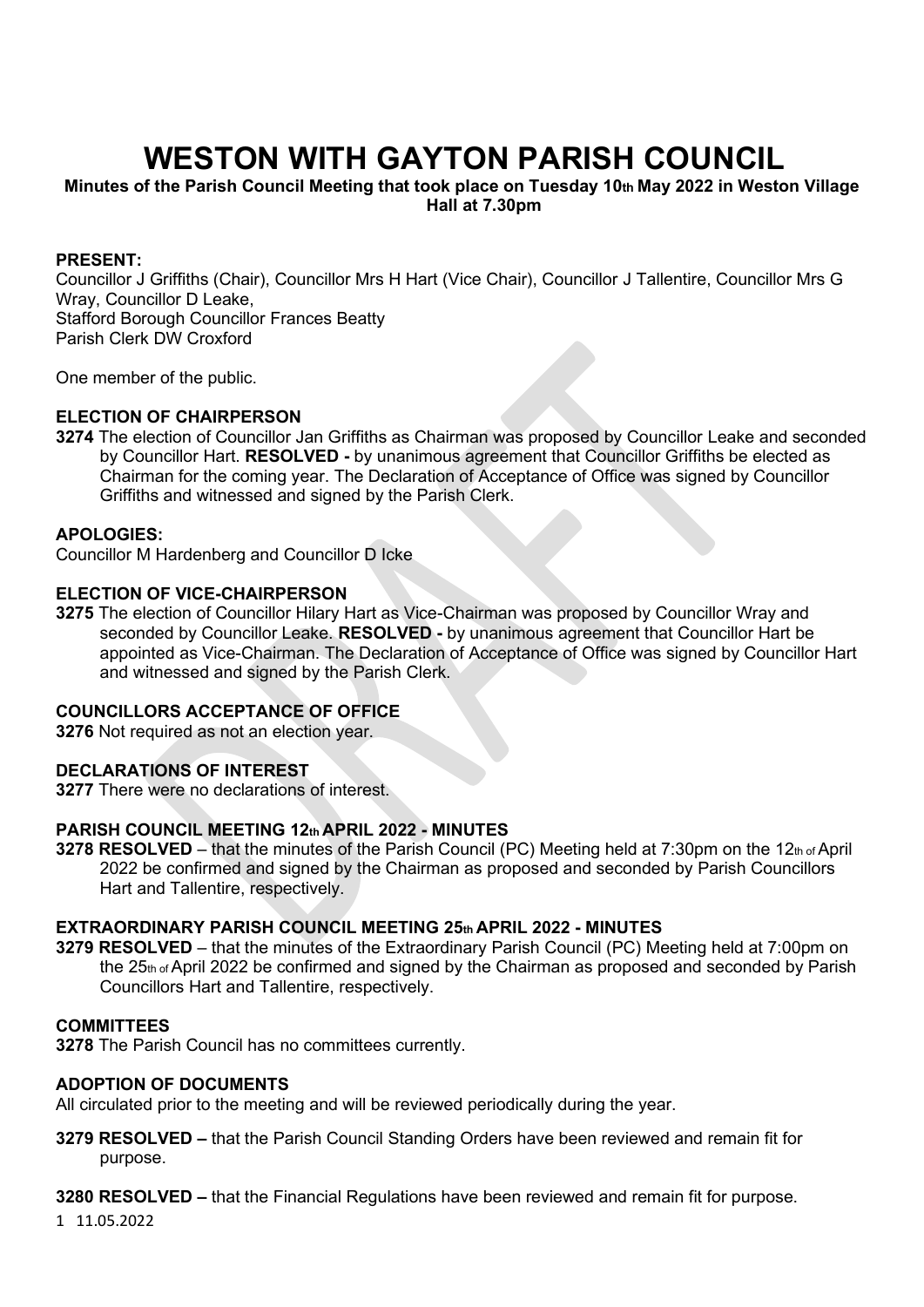# WESTON WITH GAYTON PARISH COUNCIL

**Minutes of the Parish Council Meeting that took place on Tuesday 10th May 2022 in Weston Village Hall at 7.30pm**

**PRESENT:**
Councillor J Griffiths (Chair), Councillor Mrs H Hart (Vice Chair), Councillor J Tallentire, Councillor Mrs G Wray, Councillor D Leake,
Stafford Borough Councillor Frances Beatty
Parish Clerk DW Croxford

One member of the public.

**ELECTION OF CHAIRPERSON**

**3274** The election of Councillor Jan Griffiths as Chairman was proposed by Councillor Leake and seconded by Councillor Hart. **RESOLVED -** by unanimous agreement that Councillor Griffiths be elected as Chairman for the coming year. The Declaration of Acceptance of Office was signed by Councillor Griffiths and witnessed and signed by the Parish Clerk.

**APOLOGIES:**
Councillor M Hardenberg and Councillor D Icke

**ELECTION OF VICE-CHAIRPERSON**

**3275** The election of Councillor Hilary Hart as Vice-Chairman was proposed by Councillor Wray and seconded by Councillor Leake. **RESOLVED -** by unanimous agreement that Councillor Hart be appointed as Vice-Chairman. The Declaration of Acceptance of Office was signed by Councillor Hart and witnessed and signed by the Parish Clerk.

**COUNCILLORS ACCEPTANCE OF OFFICE**

**3276** Not required as not an election year.

**DECLARATIONS OF INTEREST**

**3277** There were no declarations of interest.

**PARISH COUNCIL MEETING 12th APRIL 2022 - MINUTES**

**3278 RESOLVED** – that the minutes of the Parish Council (PC) Meeting held at 7:30pm on the 12th of April 2022 be confirmed and signed by the Chairman as proposed and seconded by Parish Councillors Hart and Tallentire, respectively.

**EXTRAORDINARY PARISH COUNCIL MEETING 25th APRIL 2022 - MINUTES**

**3279 RESOLVED** – that the minutes of the Extraordinary Parish Council (PC) Meeting held at 7:00pm on the 25th of April 2022 be confirmed and signed by the Chairman as proposed and seconded by Parish Councillors Hart and Tallentire, respectively.

**COMMITTEES**

**3278** The Parish Council has no committees currently.

**ADOPTION OF DOCUMENTS**

All circulated prior to the meeting and will be reviewed periodically during the year.

**3279 RESOLVED –** that the Parish Council Standing Orders have been reviewed and remain fit for purpose.

**3280 RESOLVED –** that the Financial Regulations have been reviewed and remain fit for purpose.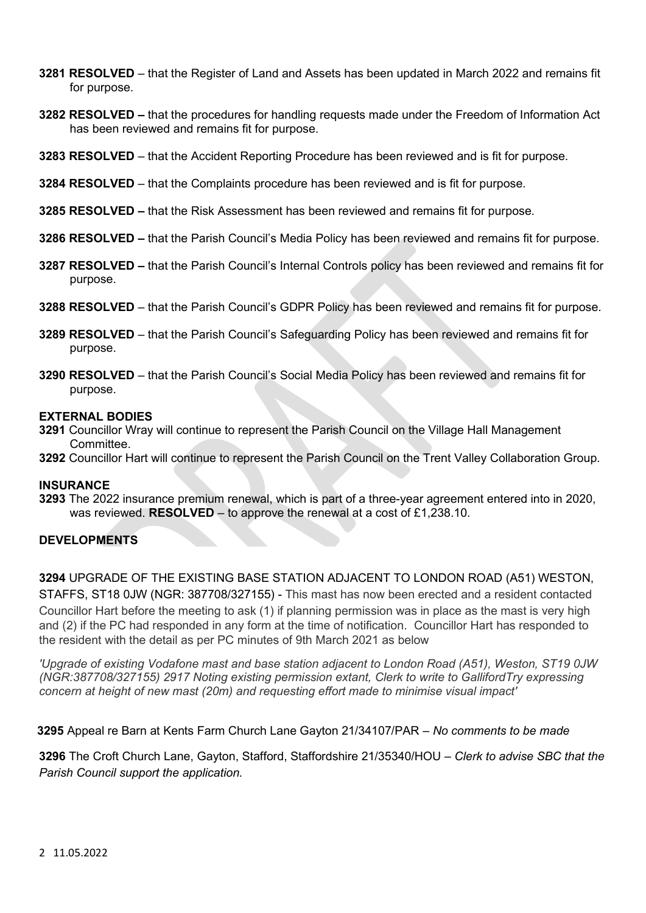**3281 RESOLVED** – that the Register of Land and Assets has been updated in March 2022 and remains fit for purpose.

**3282 RESOLVED –** that the procedures for handling requests made under the Freedom of Information Act has been reviewed and remains fit for purpose.

**3283 RESOLVED** – that the Accident Reporting Procedure has been reviewed and is fit for purpose.

**3284 RESOLVED** – that the Complaints procedure has been reviewed and is fit for purpose.

**3285 RESOLVED –** that the Risk Assessment has been reviewed and remains fit for purpose.

**3286 RESOLVED –** that the Parish Council's Media Policy has been reviewed and remains fit for purpose.

**3287 RESOLVED –** that the Parish Council's Internal Controls policy has been reviewed and remains fit for purpose.

**3288 RESOLVED** – that the Parish Council's GDPR Policy has been reviewed and remains fit for purpose.

**3289 RESOLVED** – that the Parish Council's Safeguarding Policy has been reviewed and remains fit for purpose.

**3290 RESOLVED** – that the Parish Council's Social Media Policy has been reviewed and remains fit for purpose.

**EXTERNAL BODIES**

**3291** Councillor Wray will continue to represent the Parish Council on the Village Hall Management Committee.

**3292** Councillor Hart will continue to represent the Parish Council on the Trent Valley Collaboration Group.

**INSURANCE**

**3293** The 2022 insurance premium renewal, which is part of a three-year agreement entered into in 2020, was reviewed. **RESOLVED** – to approve the renewal at a cost of £1,238.10.

**DEVELOPMENTS**

**3294** UPGRADE OF THE EXISTING BASE STATION ADJACENT TO LONDON ROAD (A51) WESTON, STAFFS, ST18 0JW (NGR: 387708/327155) - This mast has now been erected and a resident contacted Councillor Hart before the meeting to ask (1) if planning permission was in place as the mast is very high and (2) if the PC had responded in any form at the time of notification. Councillor Hart has responded to the resident with the detail as per PC minutes of 9th March 2021 as below

*'Upgrade of existing Vodafone mast and base station adjacent to London Road (A51), Weston, ST19 0JW (NGR:387708/327155) 2917 Noting existing permission extant, Clerk to write to GallifordTry expressing concern at height of new mast (20m) and requesting effort made to minimise visual impact'*

**3295** Appeal re Barn at Kents Farm Church Lane Gayton 21/34107/PAR – *No comments to be made*

**3296** The Croft Church Lane, Gayton, Stafford, Staffordshire 21/35340/HOU – *Clerk to advise SBC that the Parish Council support the application.*

11.05.2022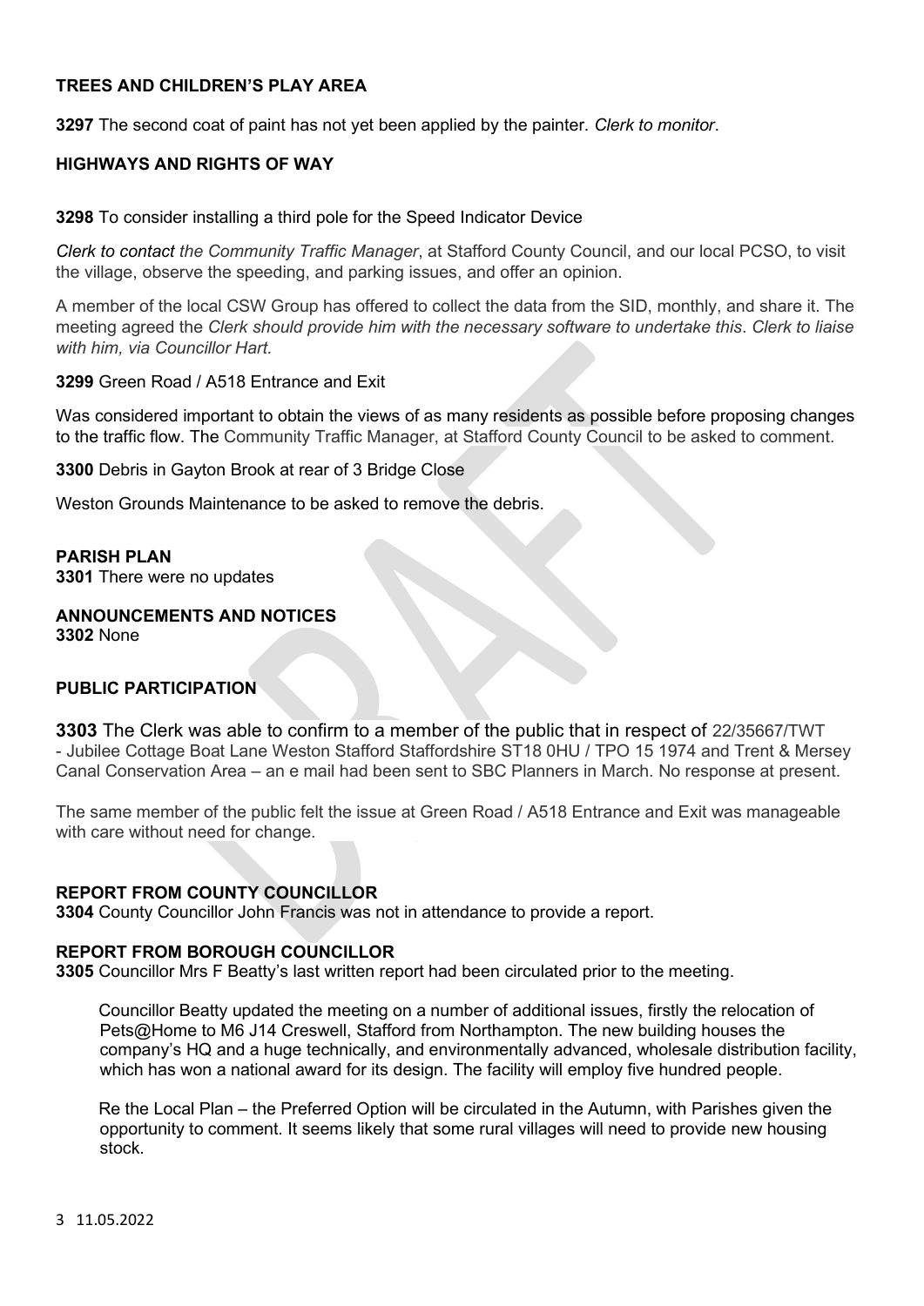**TREES AND CHILDREN'S PLAY AREA**

**3297** The second coat of paint has not yet been applied by the painter. *Clerk to monitor*.

**HIGHWAYS AND RIGHTS OF WAY**

**3298** To consider installing a third pole for the Speed Indicator Device

*Clerk to contact the Community Traffic Manager*, at Stafford County Council, and our local PCSO, to visit the village, observe the speeding, and parking issues, and offer an opinion.

A member of the local CSW Group has offered to collect the data from the SID, monthly, and share it. The meeting agreed the *Clerk should provide him with the necessary software to undertake this*. *Clerk to liaise with him, via Councillor Hart.*

**3299** Green Road / A518 Entrance and Exit

Was considered important to obtain the views of as many residents as possible before proposing changes to the traffic flow. The Community Traffic Manager, at Stafford County Council to be asked to comment.

**3300** Debris in Gayton Brook at rear of 3 Bridge Close

Weston Grounds Maintenance to be asked to remove the debris.

**PARISH PLAN**

**3301** There were no updates

**ANNOUNCEMENTS AND NOTICES**

**3302** None

**PUBLIC PARTICIPATION**

**3303** The Clerk was able to confirm to a member of the public that in respect of 22/35667/TWT - Jubilee Cottage Boat Lane Weston Stafford Staffordshire ST18 0HU / TPO 15 1974 and Trent & Mersey Canal Conservation Area – an e mail had been sent to SBC Planners in March. No response at present.

The same member of the public felt the issue at Green Road / A518 Entrance and Exit was manageable with care without need for change.

**REPORT FROM COUNTY COUNCILLOR**

**3304** County Councillor John Francis was not in attendance to provide a report.

**REPORT FROM BOROUGH COUNCILLOR**

**3305** Councillor Mrs F Beatty's last written report had been circulated prior to the meeting.

Councillor Beatty updated the meeting on a number of additional issues, firstly the relocation of Pets@Home to M6 J14 Creswell, Stafford from Northampton. The new building houses the company's HQ and a huge technically, and environmentally advanced, wholesale distribution facility, which has won a national award for its design. The facility will employ five hundred people.

Re the Local Plan – the Preferred Option will be circulated in the Autumn, with Parishes given the opportunity to comment. It seems likely that some rural villages will need to provide new housing stock.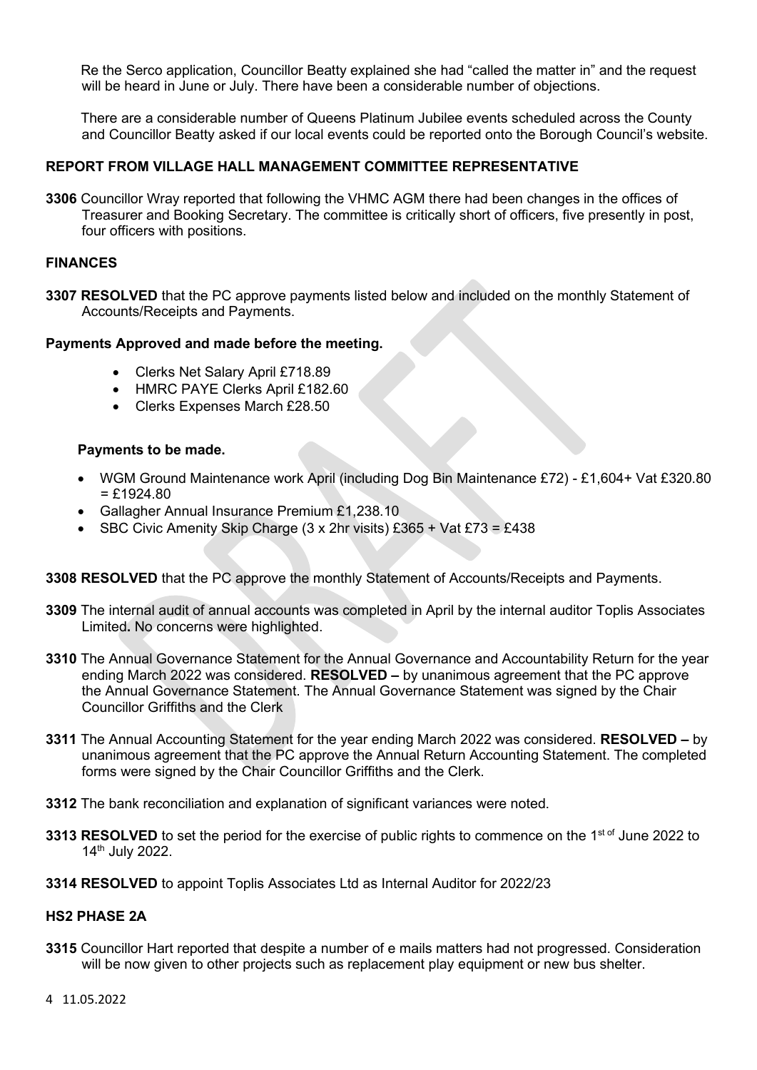Re the Serco application, Councillor Beatty explained she had "called the matter in" and the request will be heard in June or July. There have been a considerable number of objections.

There are a considerable number of Queens Platinum Jubilee events scheduled across the County and Councillor Beatty asked if our local events could be reported onto the Borough Council's website.

## REPORT FROM VILLAGE HALL MANAGEMENT COMMITTEE REPRESENTATIVE

**3306** Councillor Wray reported that following the VHMC AGM there had been changes in the offices of Treasurer and Booking Secretary. The committee is critically short of officers, five presently in post, four officers with positions.

## FINANCES

**3307 RESOLVED** that the PC approve payments listed below and included on the monthly Statement of Accounts/Receipts and Payments.

**Payments Approved and made before the meeting.**

- Clerks Net Salary April £718.89
- HMRC PAYE Clerks April £182.60
- Clerks Expenses March £28.50

**Payments to be made.**

- WGM Ground Maintenance work April (including Dog Bin Maintenance £72) - £1,604+ Vat £320.80 = £1924.80
- Gallagher Annual Insurance Premium £1,238.10
- SBC Civic Amenity Skip Charge (3 x 2hr visits) £365 + Vat £73 = £438

**3308 RESOLVED** that the PC approve the monthly Statement of Accounts/Receipts and Payments.

**3309** The internal audit of annual accounts was completed in April by the internal auditor Toplis Associates Limited**.** No concerns were highlighted.

**3310** The Annual Governance Statement for the Annual Governance and Accountability Return for the year ending March 2022 was considered. **RESOLVED –** by unanimous agreement that the PC approve the Annual Governance Statement. The Annual Governance Statement was signed by the Chair Councillor Griffiths and the Clerk

**3311** The Annual Accounting Statement for the year ending March 2022 was considered. **RESOLVED –** by unanimous agreement that the PC approve the Annual Return Accounting Statement. The completed forms were signed by the Chair Councillor Griffiths and the Clerk.

**3312** The bank reconciliation and explanation of significant variances were noted.

**3313 RESOLVED** to set the period for the exercise of public rights to commence on the 1st of June 2022 to 14th July 2022.

**3314 RESOLVED** to appoint Toplis Associates Ltd as Internal Auditor for 2022/23

## HS2 PHASE 2A

**3315** Councillor Hart reported that despite a number of e mails matters had not progressed. Consideration will be now given to other projects such as replacement play equipment or new bus shelter.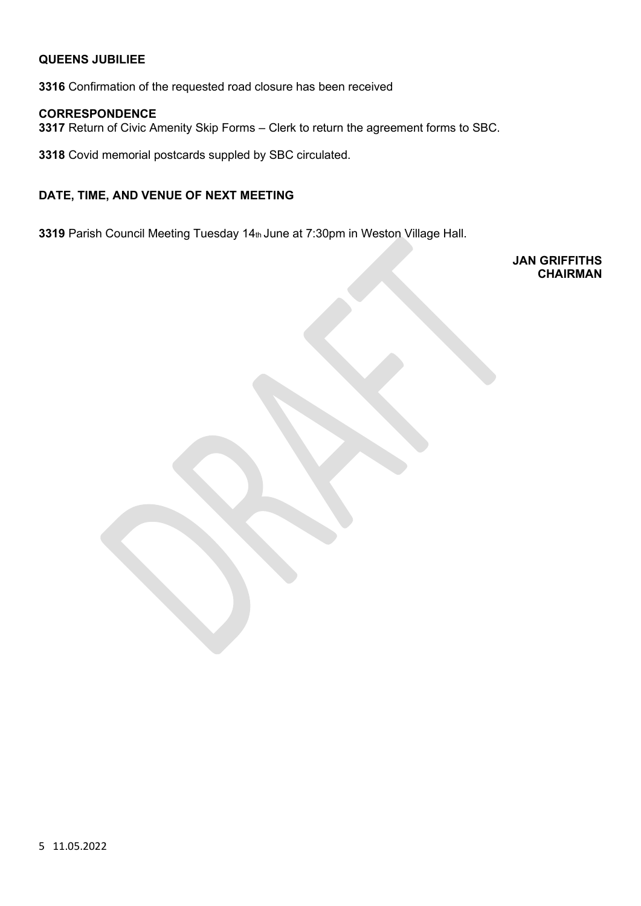**QUEENS JUBILIEE**

**3316** Confirmation of the requested road closure has been received

**CORRESPONDENCE**

**3317** Return of Civic Amenity Skip Forms – Clerk to return the agreement forms to SBC.

**3318** Covid memorial postcards suppled by SBC circulated.

**DATE, TIME, AND VENUE OF NEXT MEETING**

**3319** Parish Council Meeting Tuesday 14th June at 7:30pm in Weston Village Hall.

**JAN GRIFFITHS**
**CHAIRMAN**